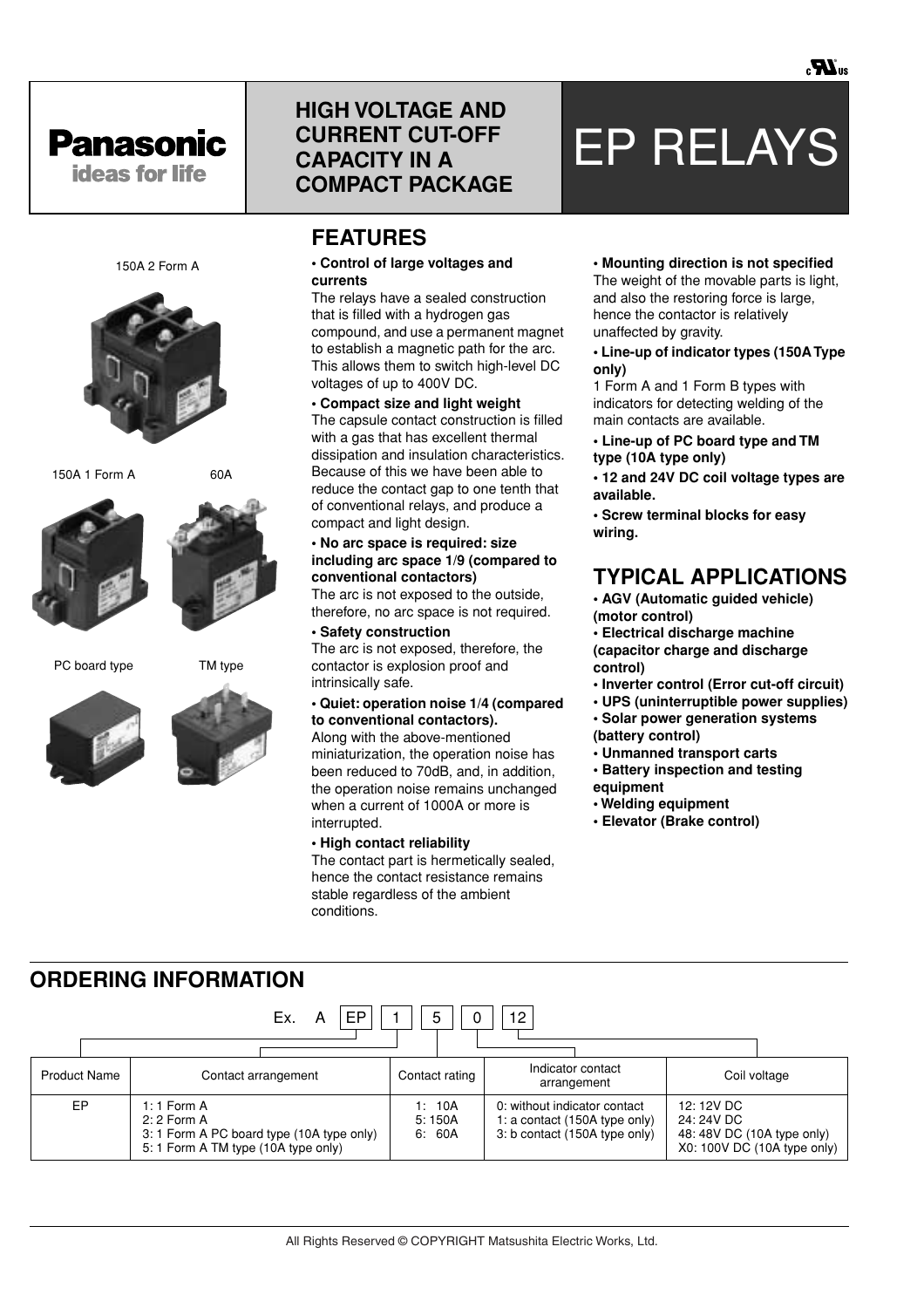Panasonic
ideas for life

# HIGH VOLTAGE AND CURRENT CUT-OFF CAPACITY IN A COMPACT PACKAGE

# EP RELAYS

150A 2 Form A

150A 1 Form A

60A

PC board type

TM type

## FEATURES

**• Control of large voltages and currents**
The relays have a sealed construction that is filled with a hydrogen gas compound, and use a permanent magnet to establish a magnetic path for the arc. This allows them to switch high-level DC voltages of up to 400V DC.

**• Compact size and light weight**
The capsule contact construction is filled with a gas that has excellent thermal dissipation and insulation characteristics. Because of this we have been able to reduce the contact gap to one tenth that of conventional relays, and produce a compact and light design.

**• No arc space is required: size including arc space 1/9 (compared to conventional contactors)**
The arc is not exposed to the outside, therefore, no arc space is not required.

**• Safety construction**
The arc is not exposed, therefore, the contactor is explosion proof and intrinsically safe.

**• Quiet: operation noise 1/4 (compared to conventional contactors).**
Along with the above-mentioned miniaturization, the operation noise has been reduced to 70dB, and, in addition, the operation noise remains unchanged when a current of 1000A or more is interrupted.

**• High contact reliability**
The contact part is hermetically sealed, hence the contact resistance remains stable regardless of the ambient conditions.

**• Mounting direction is not specified**
The weight of the movable parts is light, and also the restoring force is large, hence the contactor is relatively unaffected by gravity.

**• Line-up of indicator types (150A Type only)**
1 Form A and 1 Form B types with indicators for detecting welding of the main contacts are available.

**• Line-up of PC board type and TM type (10A type only)**

**• 12 and 24V DC coil voltage types are available.**

**• Screw terminal blocks for easy wiring.**

## TYPICAL APPLICATIONS

- **AGV (Automatic guided vehicle) (motor control)**
- **Electrical discharge machine (capacitor charge and discharge control)**
- **Inverter control (Error cut-off circuit)**
- **UPS (uninterruptible power supplies)**
- **Solar power generation systems (battery control)**
- **Unmanned transport carts**
- **Battery inspection and testing equipment**
- **Welding equipment**
- **Elevator (Brake control)**

## ORDERING INFORMATION

Ex. A | EP | 1 | 5 | 0 | 12

| Product Name | Contact arrangement | Contact rating | Indicator contact arrangement | Coil voltage |
|---|---|---|---|---|
| EP | 1: 1 Form A<br>2: 2 Form A<br>3: 1 Form A PC board type (10A type only)<br>5: 1 Form A TM type (10A type only) | 1: 10A<br>5: 150A<br>6: 60A | 0: without indicator contact<br>1: a contact (150A type only)<br>3: b contact (150A type only) | 12: 12V DC<br>24: 24V DC<br>48: 48V DC (10A type only)<br>X0: 100V DC (10A type only) |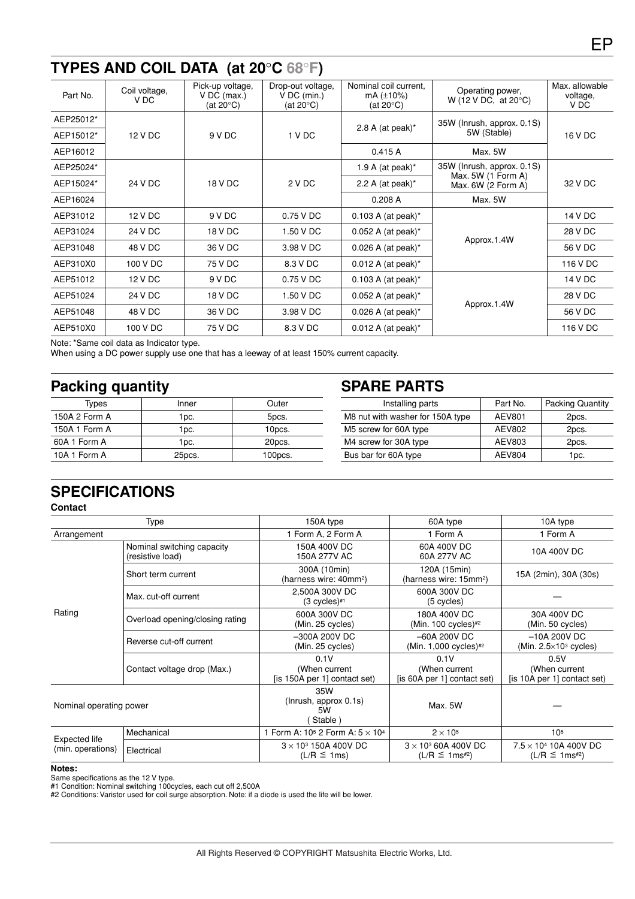## TYPES AND COIL DATA (at 20°C 68°F)

| Part No. | Coil voltage, V DC | Pick-up voltage, V DC (max.) (at 20°C) | Drop-out voltage, V DC (min.) (at 20°C) | Nominal coil current, mA (±10%) (at 20°C) | Operating power, W (12 V DC, at 20°C) | Max. allowable voltage, V DC |
|---|---|---|---|---|---|---|
| AEP25012* | 12 V DC | 9 V DC | 1 V DC | 2.8 A (at peak)* | 35W (Inrush, approx. 0.1S) 5W (Stable) | 16 V DC |
| AEP15012* | | | | | | |
| AEP16012 | | | | 0.415 A | Max. 5W | |
| AEP25024* | 24 V DC | 18 V DC | 2 V DC | 1.9 A (at peak)* | 35W (Inrush, approx. 0.1S) Max. 5W (1 Form A) Max. 6W (2 Form A) | 32 V DC |
| AEP15024* | | | | 2.2 A (at peak)* | | |
| AEP16024 | | | | 0.208 A | Max. 5W | |
| AEP31012 | 12 V DC | 9 V DC | 0.75 V DC | 0.103 A (at peak)* | Approx.1.4W | 14 V DC |
| AEP31024 | 24 V DC | 18 V DC | 1.50 V DC | 0.052 A (at peak)* | | 28 V DC |
| AEP31048 | 48 V DC | 36 V DC | 3.98 V DC | 0.026 A (at peak)* | | 56 V DC |
| AEP310X0 | 100 V DC | 75 V DC | 8.3 V DC | 0.012 A (at peak)* | | 116 V DC |
| AEP51012 | 12 V DC | 9 V DC | 0.75 V DC | 0.103 A (at peak)* | Approx.1.4W | 14 V DC |
| AEP51024 | 24 V DC | 18 V DC | 1.50 V DC | 0.052 A (at peak)* | | 28 V DC |
| AEP51048 | 48 V DC | 36 V DC | 3.98 V DC | 0.026 A (at peak)* | | 56 V DC |
| AEP510X0 | 100 V DC | 75 V DC | 8.3 V DC | 0.012 A (at peak)* | | 116 V DC |

Note: *Same coil data as Indicator type.
When using a DC power supply use one that has a leeway of at least 150% current capacity.

## Packing quantity

| Types | Inner | Outer |
|---|---|---|
| 150A 2 Form A | 1pc. | 5pcs. |
| 150A 1 Form A | 1pc. | 10pcs. |
| 60A 1 Form A | 1pc. | 20pcs. |
| 10A 1 Form A | 25pcs. | 100pcs. |

## SPARE PARTS

| Installing parts | Part No. | Packing Quantity |
|---|---|---|
| M8 nut with washer for 150A type | AEV801 | 2pcs. |
| M5 screw for 60A type | AEV802 | 2pcs. |
| M4 screw for 30A type | AEV803 | 2pcs. |
| Bus bar for 60A type | AEV804 | 1pc. |

## SPECIFICATIONS

**Contact**

| Type | | 150A type | 60A type | 10A type |
|---|---|---|---|---|
| Arrangement | | 1 Form A, 2 Form A | 1 Form A | 1 Form A |
| Rating | Nominal switching capacity (resistive load) | 150A 400V DC 150A 277V AC | 60A 400V DC 60A 277V AC | 10A 400V DC |
| | Short term current | 300A (10min) (harness wire: 40mm²) | 120A (15min) (harness wire: 15mm²) | 15A (2min), 30A (30s) |
| | Max. cut-off current | 2,500A 300V DC (3 cycles)#1 | 600A 300V DC (5 cycles) | — |
| | Overload opening/closing rating | 600A 300V DC (Min. 25 cycles) | 180A 400V DC (Min. 100 cycles)#2 | 30A 400V DC (Min. 50 cycles) |
| | Reverse cut-off current | –300A 200V DC (Min. 25 cycles) | –60A 200V DC (Min. 1,000 cycles)#2 | –10A 200V DC (Min. $2.5\times10^3$ cycles) |
| | Contact voltage drop (Max.) | 0.1V (When current [is 150A per 1] contact set) | 0.1V (When current [is 60A per 1] contact set) | 0.5V (When current [is 10A per 1] contact set) |
| Nominal operating power | | 35W (Inrush, approx 0.1s) 5W (Stable) | Max. 5W | — |
| Expected life (min. operations) | Mechanical | 1 Form A: $10^5$ 2 Form A: $5\times10^4$ | $2\times10^5$ | $10^5$ |
| | Electrical | $3\times10^3$ 150A 400V DC (L/R ≦ 1ms) | $3\times10^3$ 60A 400V DC (L/R ≦ 1ms#2) | $7.5\times10^4$ 10A 400V DC (L/R ≦ 1ms#2) |

**Notes:**
Same specifications as the 12 V type.
#1 Condition: Nominal switching 100cycles, each cut off 2,500A
#2 Conditions: Varistor used for coil surge absorption. Note: if a diode is used the life will be lower.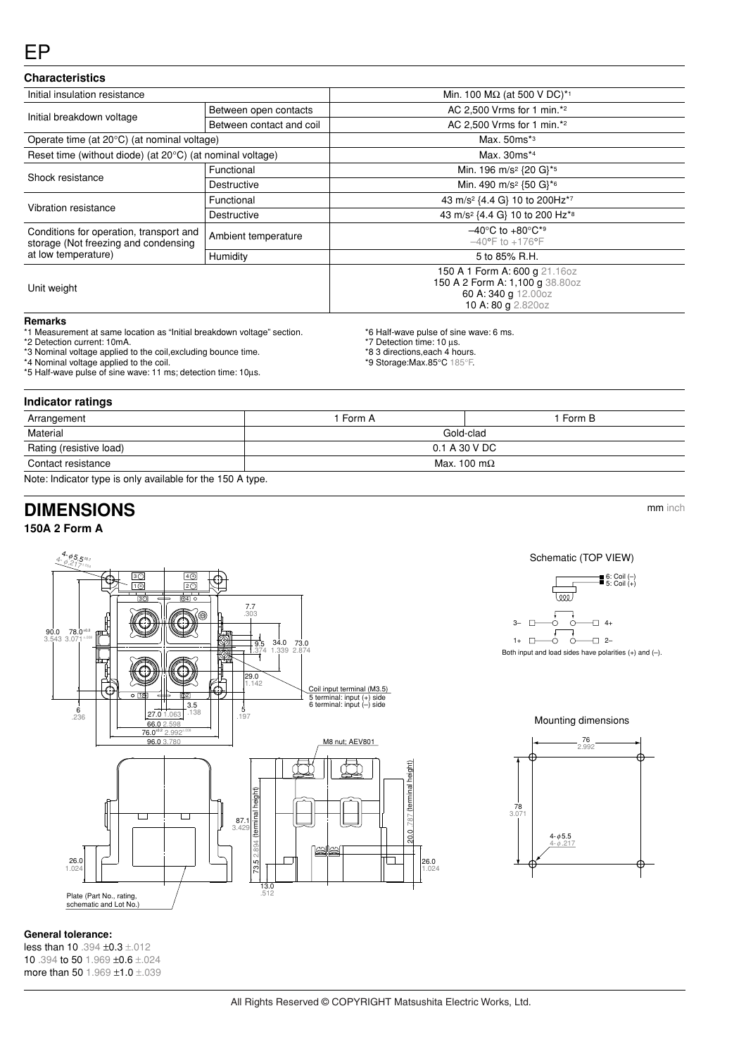# EP

## Characteristics

| Characteristics | | |
|---|---|---|
| Initial insulation resistance | | Min. 100 MΩ (at 500 V DC)*1 |
| Initial breakdown voltage | Between open contacts | AC 2,500 Vrms for 1 min.*2 |
| | Between contact and coil | AC 2,500 Vrms for 1 min.*2 |
| Operate time (at 20°C) (at nominal voltage) | | Max. 50ms*3 |
| Reset time (without diode) (at 20°C) (at nominal voltage) | | Max. 30ms*4 |
| Shock resistance | Functional | Min. 196 m/s² {20 G}*5 |
| | Destructive | Min. 490 m/s² {50 G}*6 |
| Vibration resistance | Functional | 43 m/s² {4.4 G} 10 to 200Hz*7 |
| | Destructive | 43 m/s² {4.4 G} 10 to 200 Hz*8 |
| Conditions for operation, transport and storage (Not freezing and condensing at low temperature) | Ambient temperature | –40°C to +80°C*9 –40°F to +176°F |
| | Humidity | 5 to 85% R.H. |
| Unit weight | | 150 A 1 Form A: 600 g 21.16oz<br>150 A 2 Form A: 1,100 g 38.80oz<br>60 A: 340 g 12.00oz<br>10 A: 80 g 2.820oz |

**Remarks**

*1 Measurement at same location as "Initial breakdown voltage" section.
*2 Detection current: 10mA.
*3 Nominal voltage applied to the coil,excluding bounce time.
*4 Nominal voltage applied to the coil.
*5 Half-wave pulse of sine wave: 11 ms; detection time: 10µs.
*6 Half-wave pulse of sine wave: 6 ms.
*7 Detection time: 10 µs.
*8 3 directions,each 4 hours.
*9 Storage:Max.85°C 185°F.

## Indicator ratings

| Arrangement | 1 Form A | 1 Form B |
|---|---|---|
| Material | Gold-clad | |
| Rating (resistive load) | 0.1 A 30 V DC | |
| Contact resistance | Max. 100 mΩ | |

Note: Indicator type is only available for the 150 A type.

## DIMENSIONS

mm inch

### 150A 2 Form A

4-ϕ5.5 +0.1 / 4-ϕ.217 +.004

90.0 3.543; 78.0 ±0.2 3.071 ±.008; 7.7 .303; 9.5 .374; 34.0 1.339; 73.0 2.874; 29.0 1.142; 6 .236; 3.5 .138; 5 .197; 27.0 1.063; 66.0 2.598; 76.0 ±0.2 2.992 ±.008; 96.0 3.780

Coil input terminal (M3.5)
5 terminal: input (+) side
6 terminal: input (–) side

M8 nut; AEV801

87.1 3.429; 73.5 2.894 (terminal height); 20.0 .787 (terminal height); 26.0 1.024; 13.0 .512; 26.0 1.024

Plate (Part No., rating, schematic and Lot No.)

Schematic (TOP VIEW)

6: Coil (–)
5: Coil (+)
3– 4+
1+ 2–

Both input and load sides have polarities (+) and (–).

Mounting dimensions

76 2.992; 78 3.071; 4-ϕ5.5 4-ϕ.217

**General tolerance:**

less than 10 .394 ±0.3 ±.012
10 .394 to 50 1.969 ±0.6 ±.024
more than 50 1.969 ±1.0 ±.039

All Rights Reserved © COPYRIGHT Matsushita Electric Works, Ltd.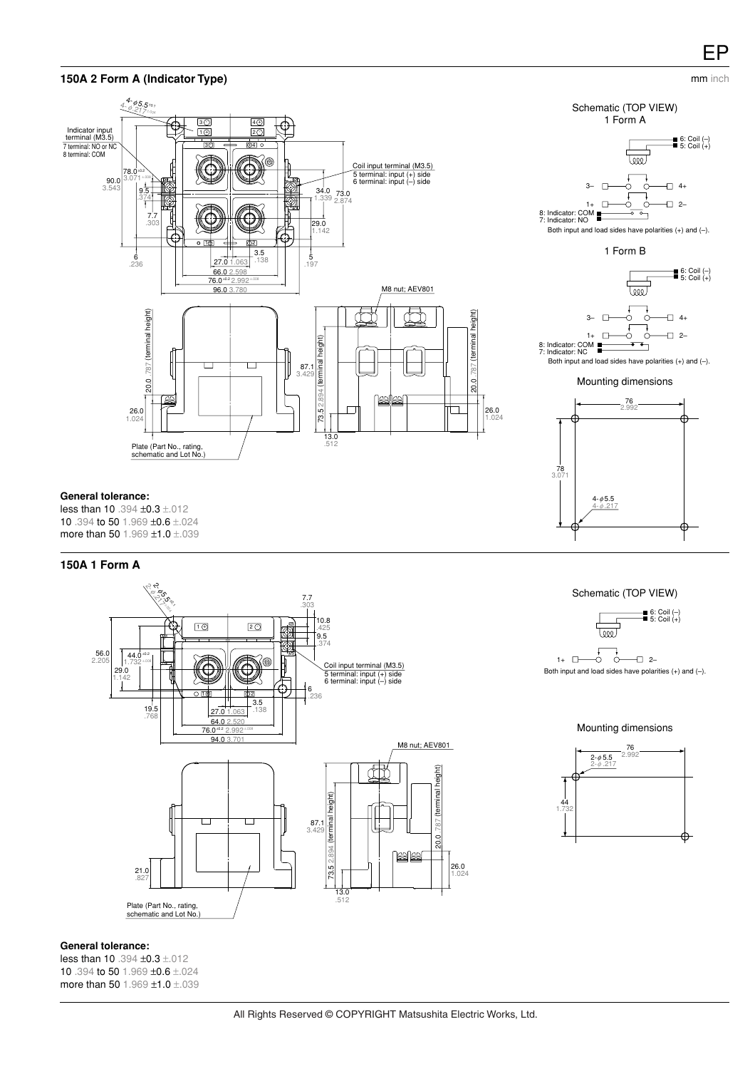## 150A 2 Form A (Indicator Type)

mm inch

Indicator input terminal (M3.5)
7 terminal: NO or NC
8 terminal: COM

Coil input terminal (M3.5)
5 terminal: input (+) side
6 terminal: input (–) side

M8 nut; AEV801

Plate (Part No., rating, schematic and Lot No.)

Schematic (TOP VIEW)

1 Form A

6: Coil (–)
5: Coil (+)
8: Indicator: COM
7: Indicator: NO

Both input and load sides have polarities (+) and (–).

1 Form B

6: Coil (–)
5: Coil (+)
8: Indicator: COM
7: Indicator: NC

Both input and load sides have polarities (+) and (–).

Mounting dimensions

**General tolerance:**
less than 10 .394 ±0.3 ±.012
10 .394 to 50 1.969 ±0.6 ±.024
more than 50 1.969 ±1.0 ±.039

## 150A 1 Form A

Coil input terminal (M3.5)
5 terminal: input (+) side
6 terminal: input (–) side

M8 nut; AEV801

Plate (Part No., rating, schematic and Lot No.)

Schematic (TOP VIEW)

6: Coil (–)
5: Coil (+)

Both input and load sides have polarities (+) and (–).

Mounting dimensions

**General tolerance:**
less than 10 .394 ±0.3 ±.012
10 .394 to 50 1.969 ±0.6 ±.024
more than 50 1.969 ±1.0 ±.039

All Rights Reserved © COPYRIGHT Matsushita Electric Works, Ltd.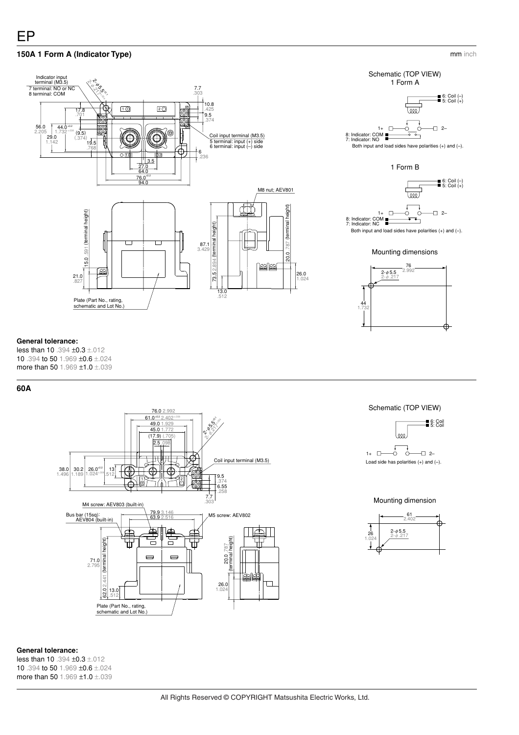# EP

## 150A 1 Form A (Indicator Type)

mm inch

Indicator input terminal (M3.5)
7 terminal: NO or NC
8 terminal: COM

2-φ5.5 +0.1 / 2-φ.217 +.004

7.7 .303
10.8 .425
9.5 .374
17.8 .701
56.0 2.205
44.0 ±0.2 1.732 ±.008
29.0 1.142
(9.5) (.374)
19.5 .768
Coil input terminal (M3.5)
5 terminal: input (+) side
6 terminal: input (–) side
6 .236
3.5
27.0
64.0
76.0 ±0.2
94.0

M8 nut; AEV801

15.0 .591 (terminal height)
21.0 .827
87.1 3.429
73.5 2.894 (terminal height)
20.0 .787 (terminal height)
26.0 1.024
13.0 .512

Plate (Part No., rating, schematic and Lot No.)

Schematic (TOP VIEW)
1 Form A

6: Coil (–)
5: Coil (+)
1+ 2–
8: Indicator: COM
7: Indicator: NO

Both input and load sides have polarities (+) and (–).

1 Form B

6: Coil (–)
5: Coil (+)
1+ 2–
8: Indicator: COM
7: Indicator: NC

Both input and load sides have polarities (+) and (–).

Mounting dimensions

76 2.992
2-φ5.5 2-φ.217
44 1.732

**General tolerance:**

less than 10 .394 ±0.3 ±.012
10 .394 to 50 1.969 ±0.6 ±.024
more than 50 1.969 ±1.0 ±.039

## 60A

76.0 2.992
61.0 ±0.2 2.402 ±.008
49.0 1.929
45.0 1.772
(17.9) (.705)
2.5 .098
2-φ5.5 +0.1 / 2-φ.217 +.004
Coil input terminal (M3.5)
38.0 1.496
30.2 1.189
26.0 ±0.2 1.024 ±.008
13 .512
9.5 .374
6.55 .258
7.7 .303

M4 screw: AEV803 (built-in)
Bus bar (15sq): AEV804 (built-in)
79.9 3.146
63.9 2.516
M5 screw: AEV802
71.0 2.795
62.0 2.441 (terminal height)
13.0 .512
20.0 .787 (terminal height)
26.0 1.024

Plate (Part No., rating, schematic and Lot No.)

Schematic (TOP VIEW)

6: Coil
5: Coil
1+ 2–

Load side has polarities (+) and (–).

Mounting dimension

61 2.402
26 1.024
2-φ5.5 2-φ.217

**General tolerance:**

less than 10 .394 ±0.3 ±.012
10 .394 to 50 1.969 ±0.6 ±.024
more than 50 1.969 ±1.0 ±.039

All Rights Reserved © COPYRIGHT Matsushita Electric Works, Ltd.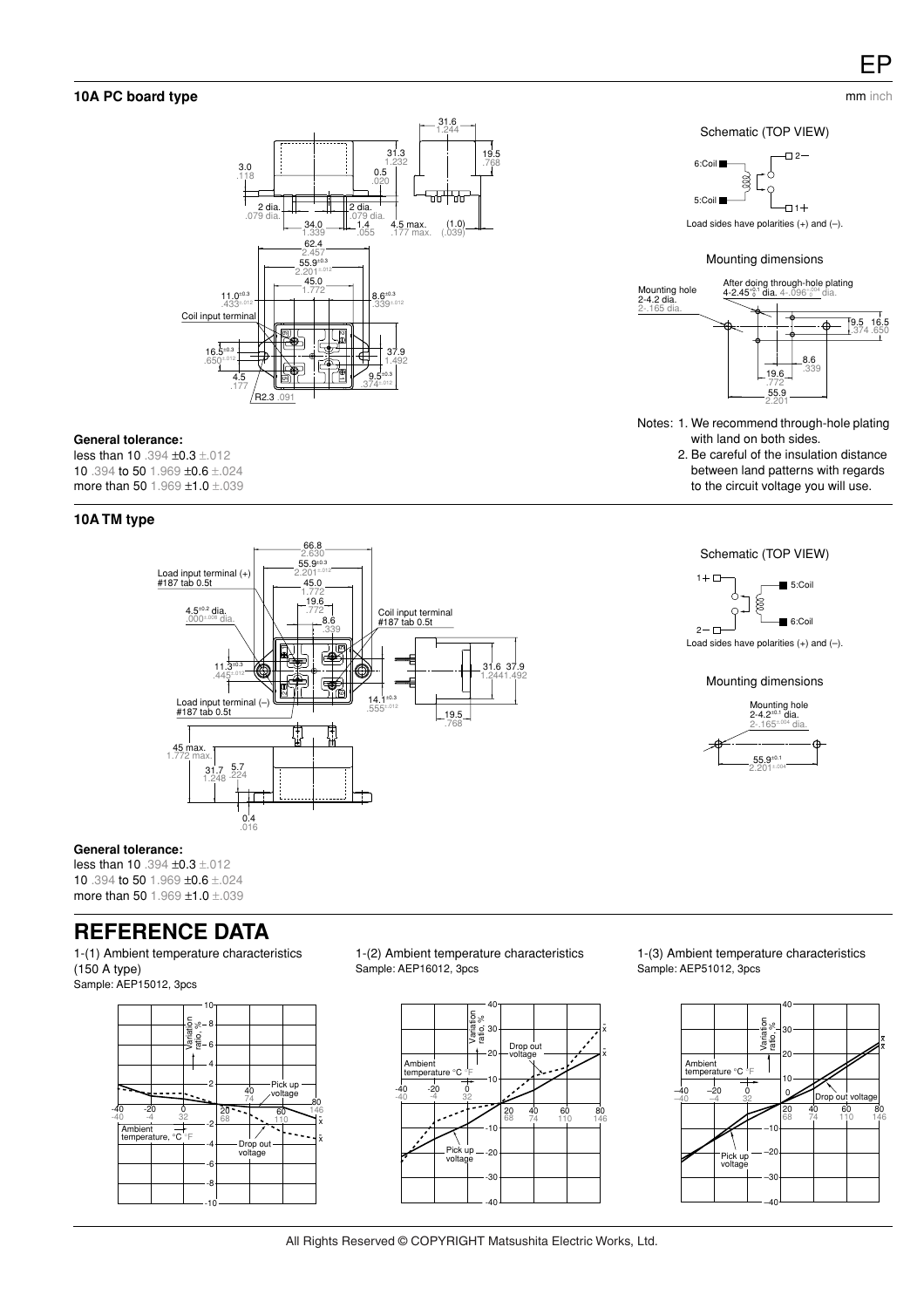## 10A PC board type

mm inch

Schematic (TOP VIEW)

Load sides have polarities (+) and (–).

Mounting dimensions

**General tolerance:**
less than 10 .394 ±0.3 ±.012
10 .394 to 50 1.969 ±0.6 ±.024
more than 50 1.969 ±1.0 ±.039

Notes: 1. We recommend through-hole plating with land on both sides.
2. Be careful of the insulation distance between land patterns with regards to the circuit voltage you will use.

## 10A TM type

Schematic (TOP VIEW)

Load sides have polarities (+) and (–).

Mounting dimensions

**General tolerance:**
less than 10 .394 ±0.3 ±.012
10 .394 to 50 1.969 ±0.6 ±.024
more than 50 1.969 ±1.0 ±.039

# REFERENCE DATA

1-(1) Ambient temperature characteristics (150 A type)
Sample: AEP15012, 3pcs

1-(2) Ambient temperature characteristics
Sample: AEP16012, 3pcs

1-(3) Ambient temperature characteristics
Sample: AEP51012, 3pcs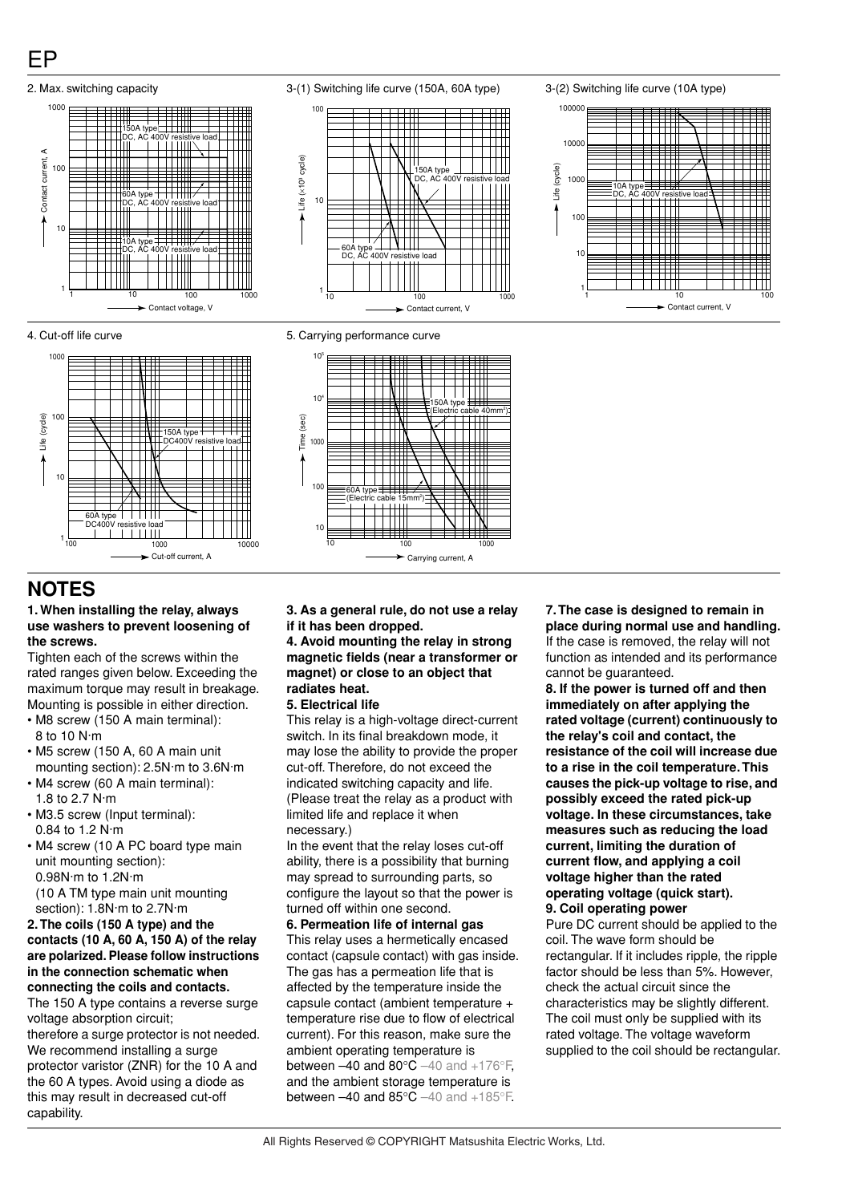2. Max. switching capacity

3-(1) Switching life curve (150A, 60A type)

3-(2) Switching life curve (10A type)

4. Cut-off life curve

5. Carrying performance curve

## NOTES

**1. When installing the relay, always use washers to prevent loosening of the screws.**

Tighten each of the screws within the rated ranges given below. Exceeding the maximum torque may result in breakage. Mounting is possible in either direction.

- M8 screw (150 A main terminal): 8 to 10 N·m
- M5 screw (150 A, 60 A main unit mounting section): 2.5N·m to 3.6N·m
- M4 screw (60 A main terminal): 1.8 to 2.7 N·m
- M3.5 screw (Input terminal): 0.84 to 1.2 N·m
- M4 screw (10 A PC board type main unit mounting section): 0.98N·m to 1.2N·m
  (10 A TM type main unit mounting section): 1.8N·m to 2.7N·m

**2. The coils (150 A type) and the contacts (10 A, 60 A, 150 A) of the relay are polarized. Please follow instructions in the connection schematic when connecting the coils and contacts.**

The 150 A type contains a reverse surge voltage absorption circuit;
therefore a surge protector is not needed. We recommend installing a surge protector varistor (ZNR) for the 10 A and the 60 A types. Avoid using a diode as this may result in decreased cut-off capability.

**3. As a general rule, do not use a relay if it has been dropped.**

**4. Avoid mounting the relay in strong magnetic fields (near a transformer or magnet) or close to an object that radiates heat.**

**5. Electrical life**

This relay is a high-voltage direct-current switch. In its final breakdown mode, it may lose the ability to provide the proper cut-off. Therefore, do not exceed the indicated switching capacity and life. (Please treat the relay as a product with limited life and replace it when necessary.)

In the event that the relay loses cut-off ability, there is a possibility that burning may spread to surrounding parts, so configure the layout so that the power is turned off within one second.

**6. Permeation life of internal gas**

This relay uses a hermetically encased contact (capsule contact) with gas inside. The gas has a permeation life that is affected by the temperature inside the capsule contact (ambient temperature + temperature rise due to flow of electrical current). For this reason, make sure the ambient operating temperature is between –40 and 80°C –40 and +176°F, and the ambient storage temperature is between –40 and 85°C –40 and +185°F.

**7. The case is designed to remain in place during normal use and handling.**

If the case is removed, the relay will not function as intended and its performance cannot be guaranteed.

**8. If the power is turned off and then immediately on after applying the rated voltage (current) continuously to the relay's coil and contact, the resistance of the coil will increase due to a rise in the coil temperature. This causes the pick-up voltage to rise, and possibly exceed the rated pick-up voltage. In these circumstances, take measures such as reducing the load current, limiting the duration of current flow, and applying a coil voltage higher than the rated operating voltage (quick start).**

**9. Coil operating power**

Pure DC current should be applied to the coil. The wave form should be rectangular. If it includes ripple, the ripple factor should be less than 5%. However, check the actual circuit since the characteristics may be slightly different. The coil must only be supplied with its rated voltage. The voltage waveform supplied to the coil should be rectangular.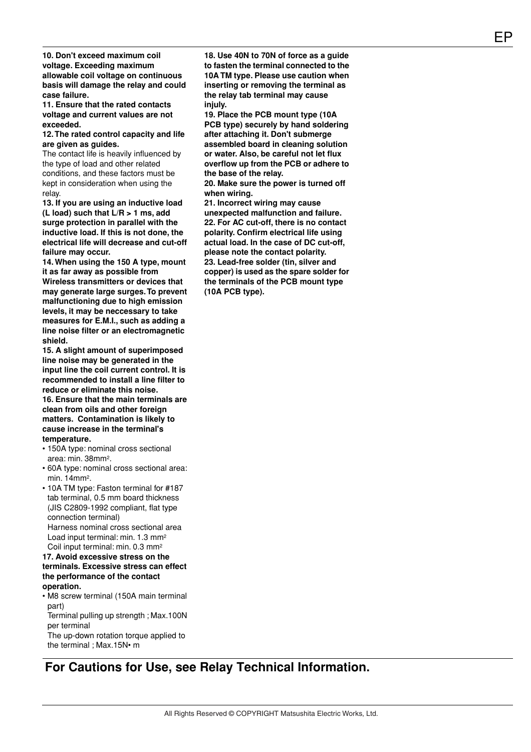**10. Don't exceed maximum coil voltage. Exceeding maximum allowable coil voltage on continuous basis will damage the relay and could case failure.**

**11. Ensure that the rated contacts voltage and current values are not exceeded.**

**12. The rated control capacity and life are given as guides.**

The contact life is heavily influenced by the type of load and other related conditions, and these factors must be kept in consideration when using the relay.

**13. If you are using an inductive load (L load) such that L/R > 1 ms, add surge protection in parallel with the inductive load. If this is not done, the electrical life will decrease and cut-off failure may occur.**

**14. When using the 150 A type, mount it as far away as possible from Wireless transmitters or devices that may generate large surges. To prevent malfunctioning due to high emission levels, it may be neccessary to take measures for E.M.I., such as adding a line noise filter or an electromagnetic shield.**

**15. A slight amount of superimposed line noise may be generated in the input line the coil current control. It is recommended to install a line filter to reduce or eliminate this noise.**

**16. Ensure that the main terminals are clean from oils and other foreign matters. Contamination is likely to cause increase in the terminal's temperature.**

- 150A type: nominal cross sectional area: min. 38mm².
- 60A type: nominal cross sectional area: min. 14mm².
- 10A TM type: Faston terminal for #187 tab terminal, 0.5 mm board thickness (JIS C2809-1992 compliant, flat type connection terminal)
  Harness nominal cross sectional area
  Load input terminal: min. 1.3 mm²
  Coil input terminal: min. 0.3 mm²

**17. Avoid excessive stress on the terminals. Excessive stress can effect the performance of the contact operation.**

- M8 screw terminal (150A main terminal part)
  Terminal pulling up strength ; Max.100N per terminal
  The up-down rotation torque applied to the terminal ; Max.15N• m

**18. Use 40N to 70N of force as a guide to fasten the terminal connected to the 10A TM type. Please use caution when inserting or removing the terminal as the relay tab terminal may cause injuly.**

**19. Place the PCB mount type (10A PCB type) securely by hand soldering after attaching it. Don't submerge assembled board in cleaning solution or water. Also, be careful not let flux overflow up from the PCB or adhere to the base of the relay.**

**20. Make sure the power is turned off when wiring.**

**21. Incorrect wiring may cause unexpected malfunction and failure.**

**22. For AC cut-off, there is no contact polarity. Confirm electrical life using actual load. In the case of DC cut-off, please note the contact polarity.**

**23. Lead-free solder (tin, silver and copper) is used as the spare solder for the terminals of the PCB mount type (10A PCB type).**

## For Cautions for Use, see Relay Technical Information.